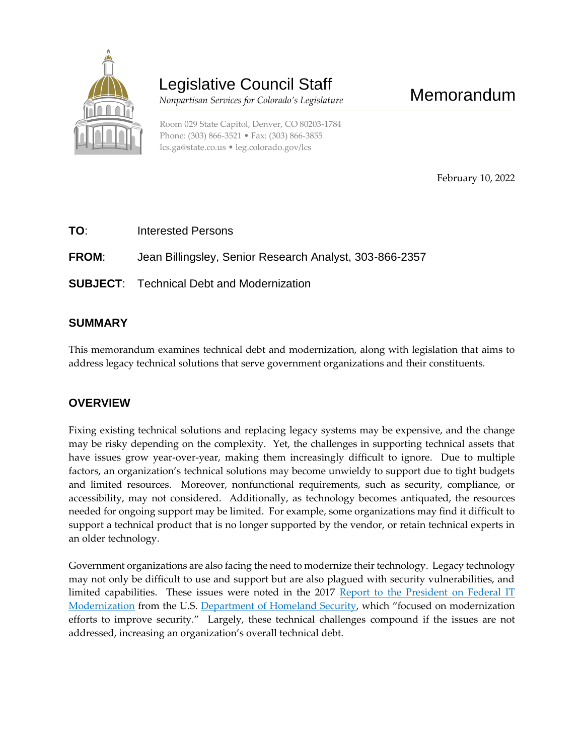# Legislative Council Staff

*Nonpartisan Services for Colorado's Legislature*

# Memorandum

Room 029 State Capitol, Denver, CO 80203-1784
Phone: (303) 866-3521 • Fax: (303) 866-3855
lcs.ga@state.co.us • leg.colorado.gov/lcs

February 10, 2022

**TO**: Interested Persons

**FROM**: Jean Billingsley, Senior Research Analyst, 303-866-2357

**SUBJECT**: Technical Debt and Modernization

## SUMMARY

This memorandum examines technical debt and modernization, along with legislation that aims to address legacy technical solutions that serve government organizations and their constituents.

## OVERVIEW

Fixing existing technical solutions and replacing legacy systems may be expensive, and the change may be risky depending on the complexity. Yet, the challenges in supporting technical assets that have issues grow year-over-year, making them increasingly difficult to ignore. Due to multiple factors, an organization's technical solutions may become unwieldy to support due to tight budgets and limited resources. Moreover, nonfunctional requirements, such as security, compliance, or accessibility, may not considered. Additionally, as technology becomes antiquated, the resources needed for ongoing support may be limited. For example, some organizations may find it difficult to support a technical product that is no longer supported by the vendor, or retain technical experts in an older technology.

Government organizations are also facing the need to modernize their technology. Legacy technology may not only be difficult to use and support but are also plagued with security vulnerabilities, and limited capabilities. These issues were noted in the 2017 Report to the President on Federal IT Modernization from the U.S. Department of Homeland Security, which "focused on modernization efforts to improve security." Largely, these technical challenges compound if the issues are not addressed, increasing an organization's overall technical debt.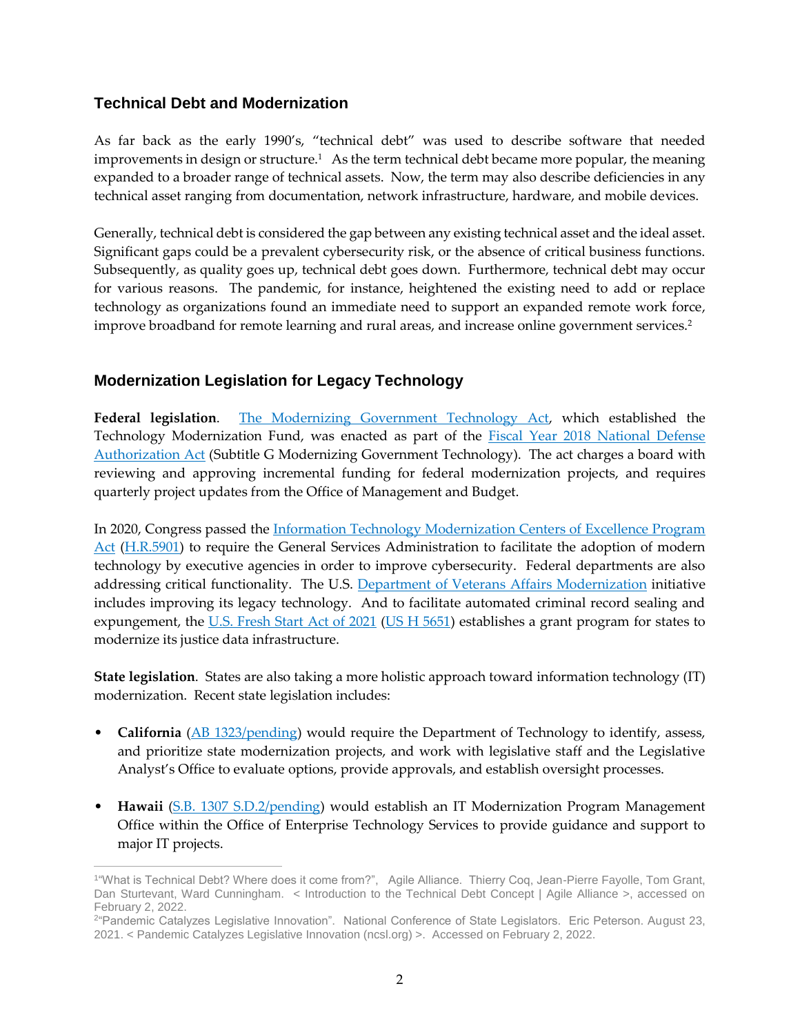## Technical Debt and Modernization

As far back as the early 1990's, "technical debt" was used to describe software that needed improvements in design or structure.[1] As the term technical debt became more popular, the meaning expanded to a broader range of technical assets. Now, the term may also describe deficiencies in any technical asset ranging from documentation, network infrastructure, hardware, and mobile devices.

Generally, technical debt is considered the gap between any existing technical asset and the ideal asset. Significant gaps could be a prevalent cybersecurity risk, or the absence of critical business functions. Subsequently, as quality goes up, technical debt goes down. Furthermore, technical debt may occur for various reasons. The pandemic, for instance, heightened the existing need to add or replace technology as organizations found an immediate need to support an expanded remote work force, improve broadband for remote learning and rural areas, and increase online government services.[2]

## Modernization Legislation for Legacy Technology

**Federal legislation**. The Modernizing Government Technology Act, which established the Technology Modernization Fund, was enacted as part of the Fiscal Year 2018 National Defense Authorization Act (Subtitle G Modernizing Government Technology). The act charges a board with reviewing and approving incremental funding for federal modernization projects, and requires quarterly project updates from the Office of Management and Budget.

In 2020, Congress passed the Information Technology Modernization Centers of Excellence Program Act (H.R.5901) to require the General Services Administration to facilitate the adoption of modern technology by executive agencies in order to improve cybersecurity. Federal departments are also addressing critical functionality. The U.S. Department of Veterans Affairs Modernization initiative includes improving its legacy technology. And to facilitate automated criminal record sealing and expungement, the U.S. Fresh Start Act of 2021 (US H 5651) establishes a grant program for states to modernize its justice data infrastructure.

**State legislation**. States are also taking a more holistic approach toward information technology (IT) modernization. Recent state legislation includes:

- **California** (AB 1323/pending) would require the Department of Technology to identify, assess, and prioritize state modernization projects, and work with legislative staff and the Legislative Analyst's Office to evaluate options, provide approvals, and establish oversight processes.
- **Hawaii** (S.B. 1307 S.D.2/pending) would establish an IT Modernization Program Management Office within the Office of Enterprise Technology Services to provide guidance and support to major IT projects.

---

[1] "What is Technical Debt? Where does it come from?", Agile Alliance. Thierry Coq, Jean-Pierre Fayolle, Tom Grant, Dan Sturtevant, Ward Cunningham. < Introduction to the Technical Debt Concept | Agile Alliance >, accessed on February 2, 2022.

[2] "Pandemic Catalyzes Legislative Innovation". National Conference of State Legislators. Eric Peterson. August 23, 2021. < Pandemic Catalyzes Legislative Innovation (ncsl.org) >. Accessed on February 2, 2022.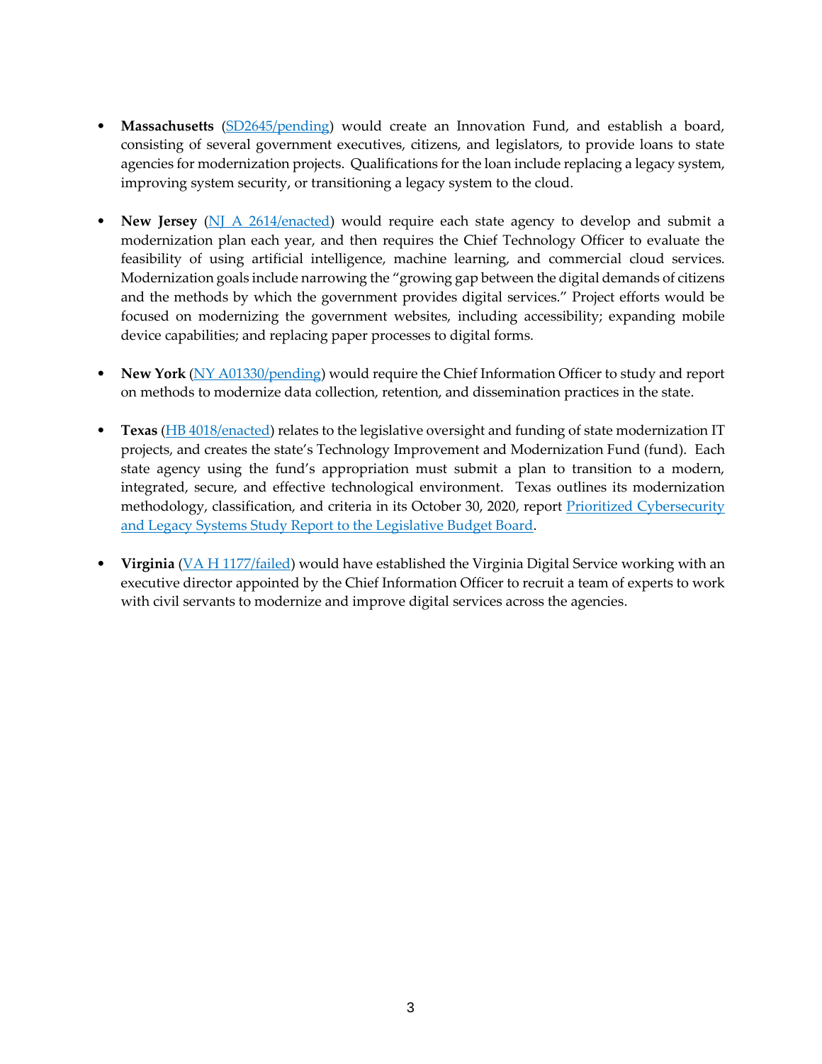- **Massachusetts** (SD2645/pending) would create an Innovation Fund, and establish a board, consisting of several government executives, citizens, and legislators, to provide loans to state agencies for modernization projects. Qualifications for the loan include replacing a legacy system, improving system security, or transitioning a legacy system to the cloud.

- **New Jersey** (NJ A 2614/enacted) would require each state agency to develop and submit a modernization plan each year, and then requires the Chief Technology Officer to evaluate the feasibility of using artificial intelligence, machine learning, and commercial cloud services. Modernization goals include narrowing the "growing gap between the digital demands of citizens and the methods by which the government provides digital services." Project efforts would be focused on modernizing the government websites, including accessibility; expanding mobile device capabilities; and replacing paper processes to digital forms.

- **New York** (NY A01330/pending) would require the Chief Information Officer to study and report on methods to modernize data collection, retention, and dissemination practices in the state.

- **Texas** (HB 4018/enacted) relates to the legislative oversight and funding of state modernization IT projects, and creates the state's Technology Improvement and Modernization Fund (fund). Each state agency using the fund's appropriation must submit a plan to transition to a modern, integrated, secure, and effective technological environment. Texas outlines its modernization methodology, classification, and criteria in its October 30, 2020, report Prioritized Cybersecurity and Legacy Systems Study Report to the Legislative Budget Board.

- **Virginia** (VA H 1177/failed) would have established the Virginia Digital Service working with an executive director appointed by the Chief Information Officer to recruit a team of experts to work with civil servants to modernize and improve digital services across the agencies.